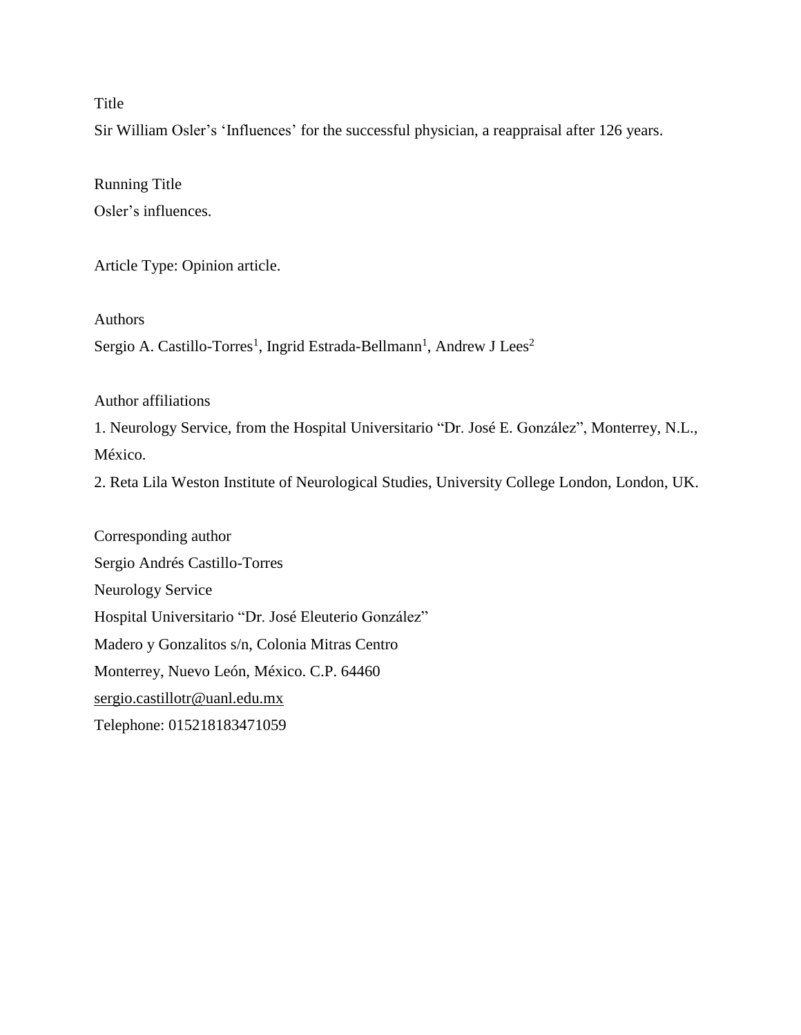Title

Sir William Osler's 'Influences' for the successful physician, a reappraisal after 126 years.

Running Title

Osler's influences.

Article Type: Opinion article.

Authors

Sergio A. Castillo-Torres[1], Ingrid Estrada-Bellmann[1], Andrew J Lees[2]

Author affiliations

1. Neurology Service, from the Hospital Universitario "Dr. José E. González", Monterrey, N.L., México.
2. Reta Lila Weston Institute of Neurological Studies, University College London, London, UK.

Corresponding author

Sergio Andrés Castillo-Torres

Neurology Service

Hospital Universitario "Dr. José Eleuterio González"

Madero y Gonzalitos s/n, Colonia Mitras Centro

Monterrey, Nuevo León, México. C.P. 64460

sergio.castillotr@uanl.edu.mx

Telephone: 015218183471059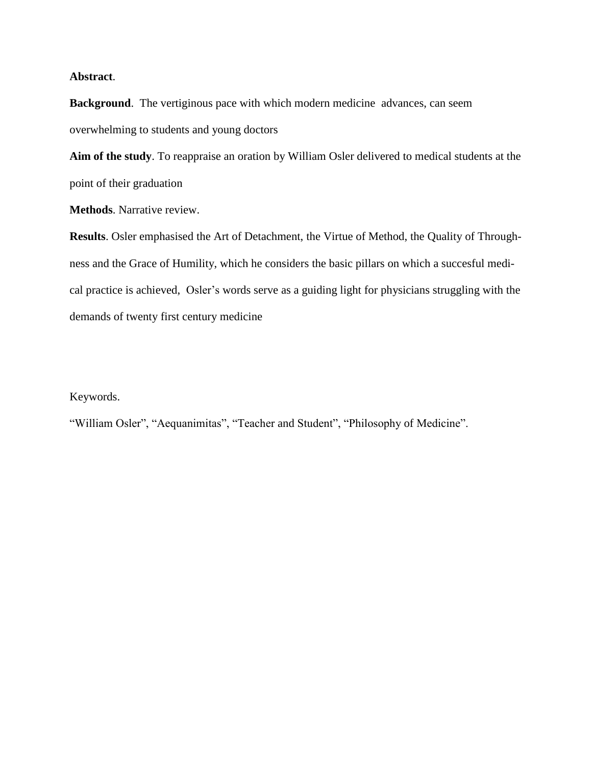**Abstract**.

**Background**. The vertiginous pace with which modern medicine advances, can seem overwhelming to students and young doctors

**Aim of the study**. To reappraise an oration by William Osler delivered to medical students at the point of their graduation

**Methods**. Narrative review.

**Results**. Osler emphasised the Art of Detachment, the Virtue of Method, the Quality of Throughness and the Grace of Humility, which he considers the basic pillars on which a succesful medical practice is achieved, Osler's words serve as a guiding light for physicians struggling with the demands of twenty first century medicine

Keywords.

"William Osler", "Aequanimitas", "Teacher and Student", "Philosophy of Medicine".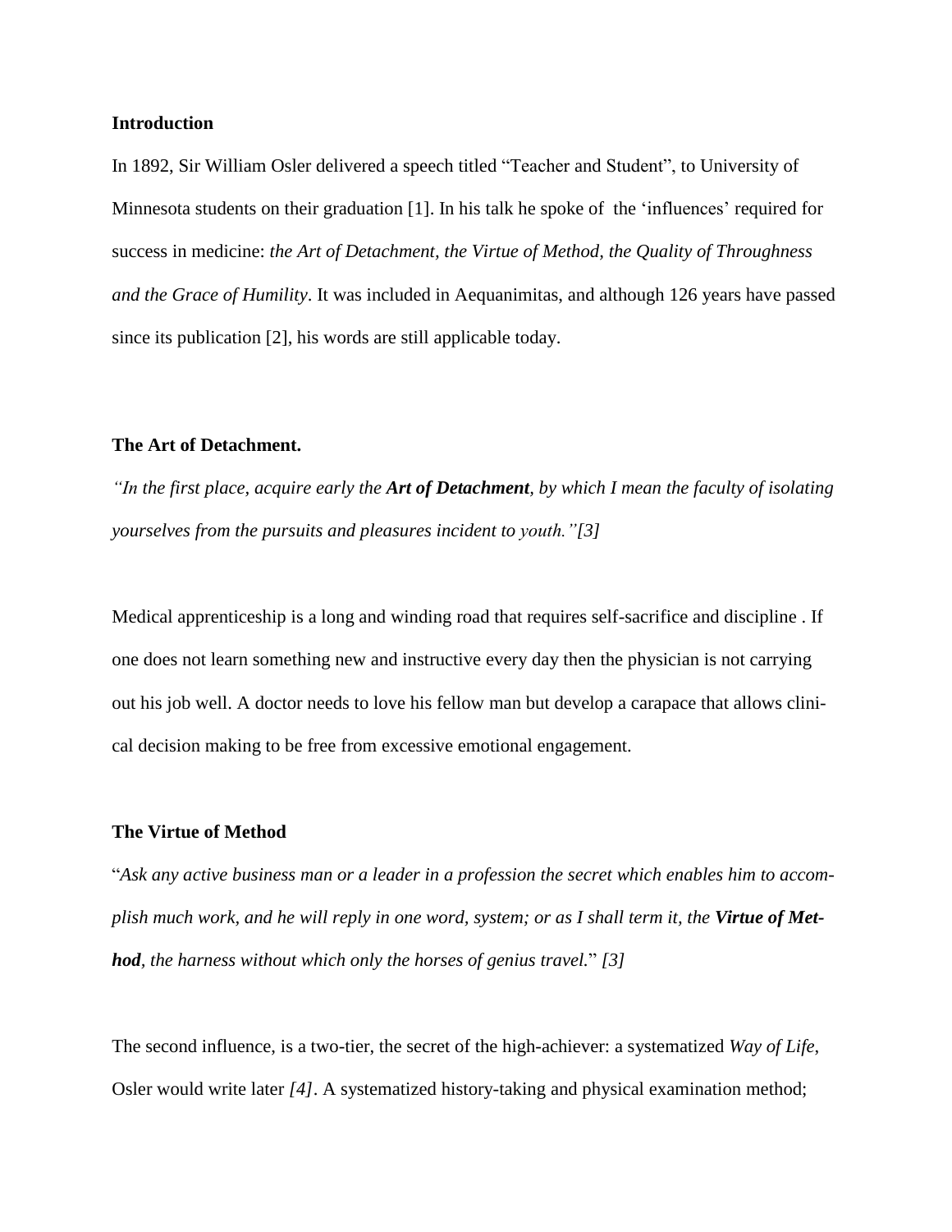**Introduction**

In 1892, Sir William Osler delivered a speech titled "Teacher and Student", to University of Minnesota students on their graduation [1]. In his talk he spoke of the 'influences' required for success in medicine: *the Art of Detachment, the Virtue of Method, the Quality of Throughness and the Grace of Humility*. It was included in Aequanimitas, and although 126 years have passed since its publication [2], his words are still applicable today.

**The Art of Detachment.**

*"In the first place, acquire early the **Art of Detachment**, by which I mean the faculty of isolating yourselves from the pursuits and pleasures incident to youth."[3]*

Medical apprenticeship is a long and winding road that requires self-sacrifice and discipline . If one does not learn something new and instructive every day then the physician is not carrying out his job well. A doctor needs to love his fellow man but develop a carapace that allows clinical decision making to be free from excessive emotional engagement.

**The Virtue of Method**

"*Ask any active business man or a leader in a profession the secret which enables him to accomplish much work, and he will reply in one word, system; or as I shall term it, the **Virtue of Method**, the harness without which only the horses of genius travel.*" *[3]*

The second influence, is a two-tier, the secret of the high-achiever: a systematized *Way of Life*, Osler would write later *[4]*. A systematized history-taking and physical examination method;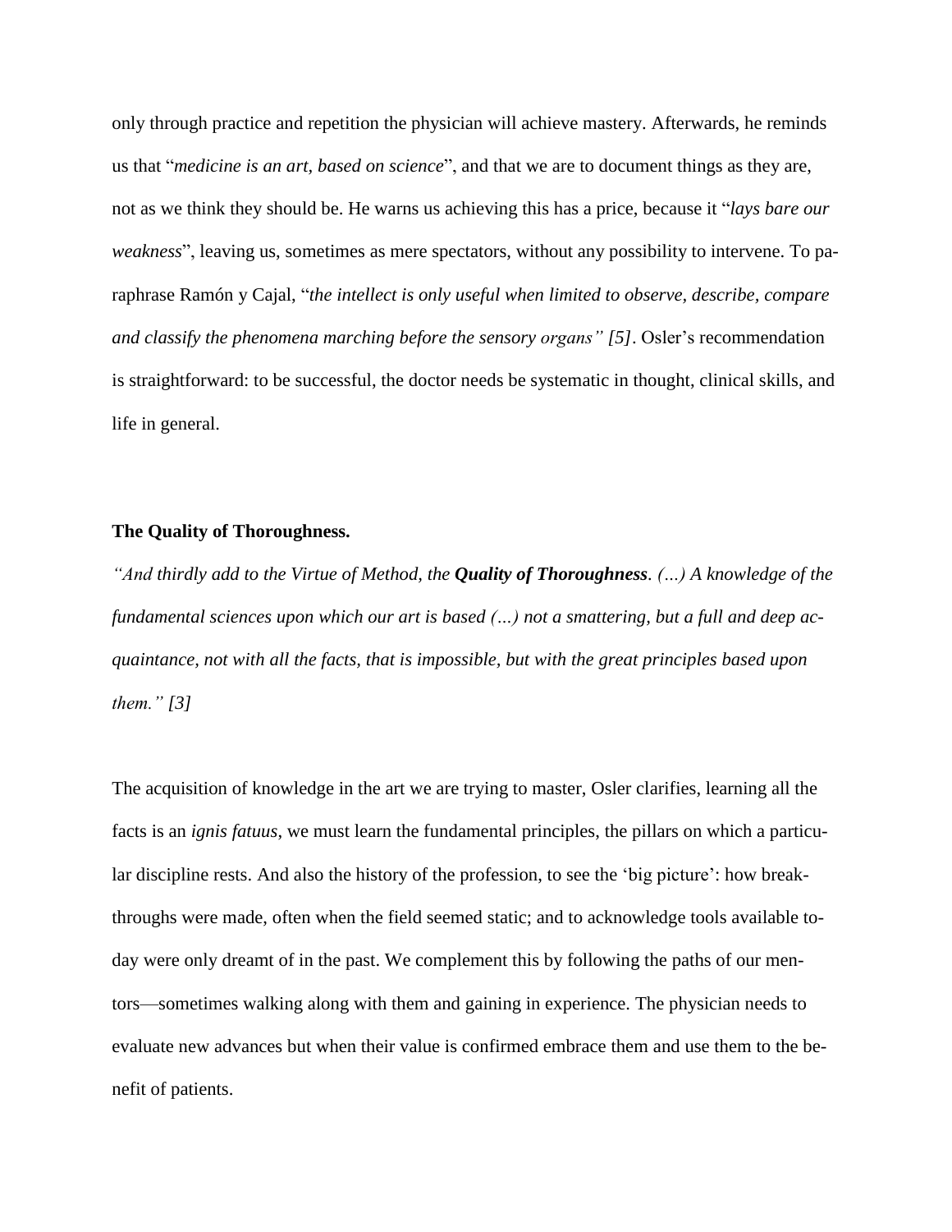only through practice and repetition the physician will achieve mastery. Afterwards, he reminds us that "*medicine is an art, based on science*", and that we are to document things as they are, not as we think they should be. He warns us achieving this has a price, because it "*lays bare our weakness*", leaving us, sometimes as mere spectators, without any possibility to intervene. To paraphrase Ramón y Cajal, "*the intellect is only useful when limited to observe, describe, compare and classify the phenomena marching before the sensory organs" [5]*. Osler's recommendation is straightforward: to be successful, the doctor needs be systematic in thought, clinical skills, and life in general.

**The Quality of Thoroughness.**

*"And thirdly add to the Virtue of Method, the* ***Quality of Thoroughness****. (…) A knowledge of the fundamental sciences upon which our art is based (…) not a smattering, but a full and deep acquaintance, not with all the facts, that is impossible, but with the great principles based upon them." [3]*

The acquisition of knowledge in the art we are trying to master, Osler clarifies, learning all the facts is an *ignis fatuus*, we must learn the fundamental principles, the pillars on which a particular discipline rests. And also the history of the profession, to see the 'big picture': how breakthroughs were made, often when the field seemed static; and to acknowledge tools available today were only dreamt of in the past. We complement this by following the paths of our mentors—sometimes walking along with them and gaining in experience. The physician needs to evaluate new advances but when their value is confirmed embrace them and use them to the benefit of patients.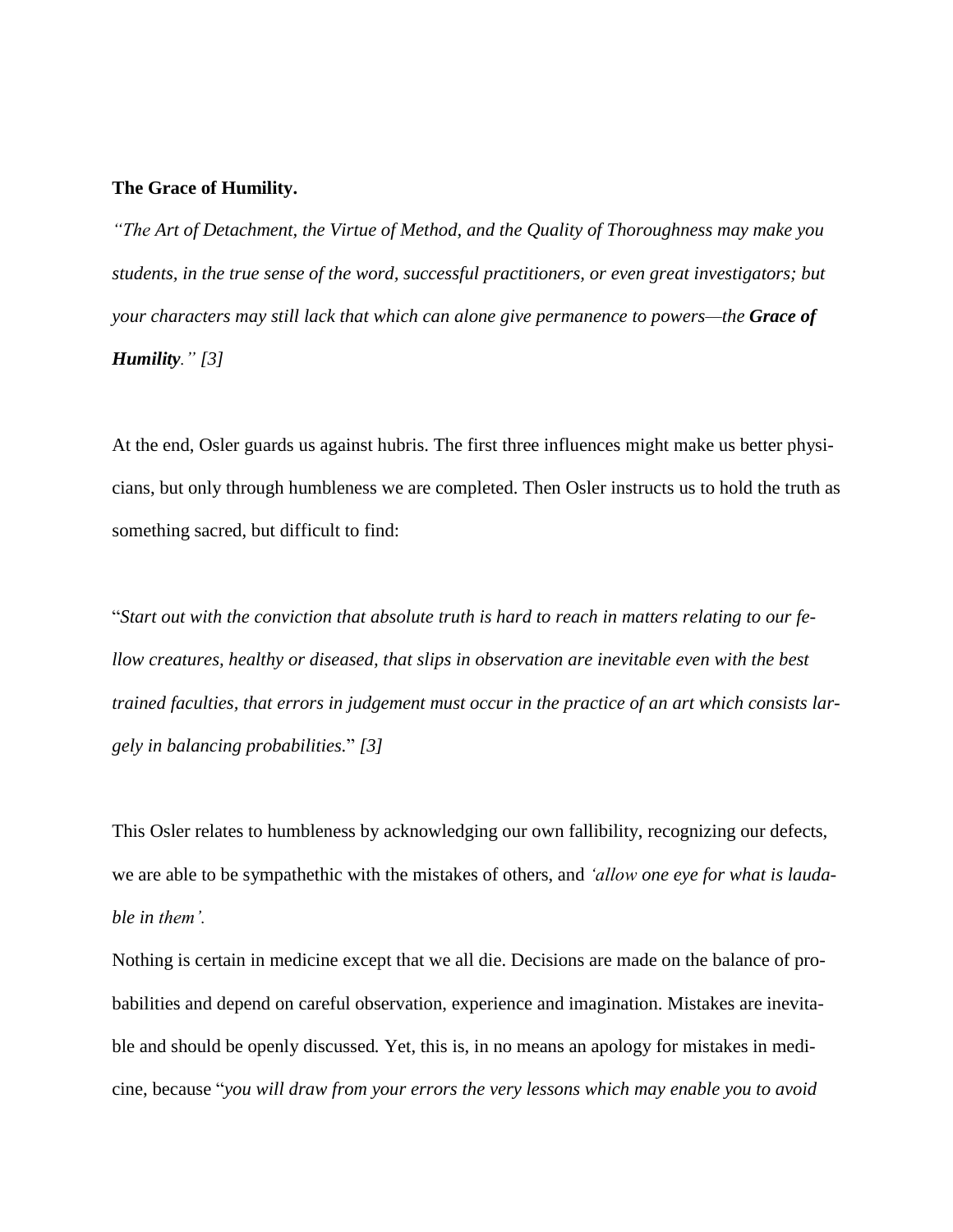**The Grace of Humility.**

*"The Art of Detachment, the Virtue of Method, and the Quality of Thoroughness may make you students, in the true sense of the word, successful practitioners, or even great investigators; but your characters may still lack that which can alone give permanence to powers—the **Grace of Humility**." [3]*

At the end, Osler guards us against hubris. The first three influences might make us better physicians, but only through humbleness we are completed. Then Osler instructs us to hold the truth as something sacred, but difficult to find:

"*Start out with the conviction that absolute truth is hard to reach in matters relating to our fellow creatures, healthy or diseased, that slips in observation are inevitable even with the best trained faculties, that errors in judgement must occur in the practice of an art which consists largely in balancing probabilities.*" *[3]*

This Osler relates to humbleness by acknowledging our own fallibility, recognizing our defects, we are able to be sympathethic with the mistakes of others, and *'allow one eye for what is laudable in them'.*

Nothing is certain in medicine except that we all die. Decisions are made on the balance of probabilities and depend on careful observation, experience and imagination. Mistakes are inevitable and should be openly discussed. Yet, this is, in no means an apology for mistakes in medicine, because "*you will draw from your errors the very lessons which may enable you to avoid*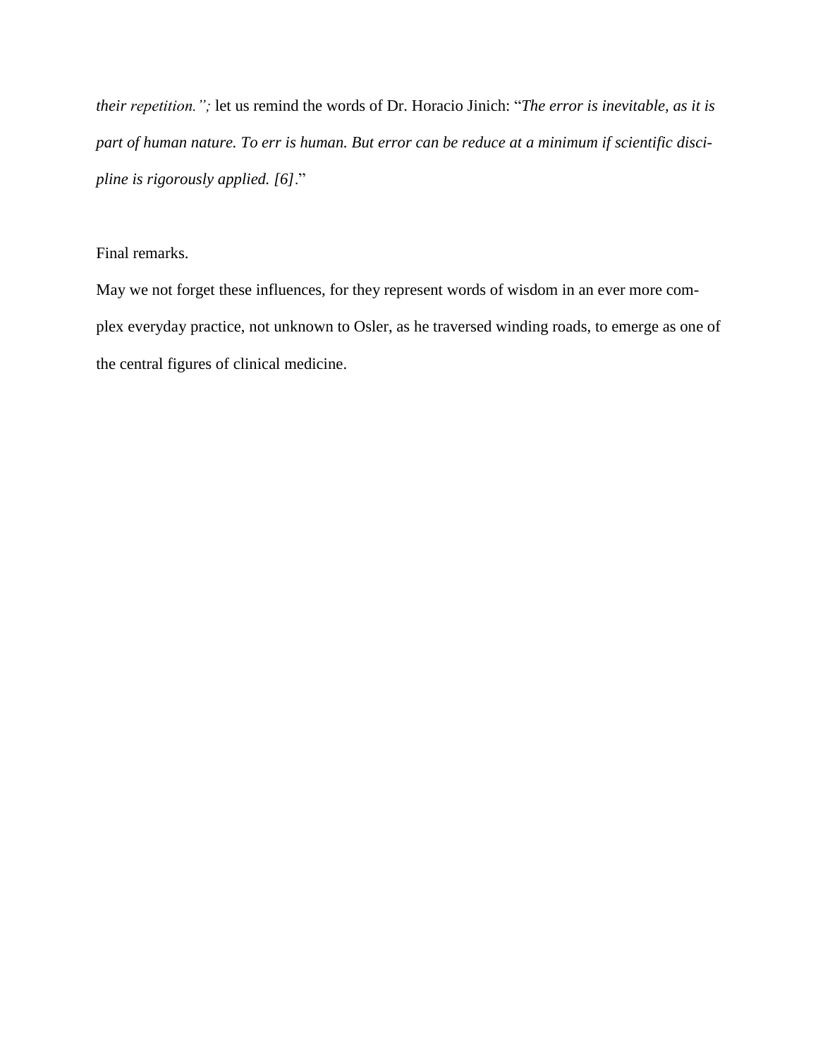*their repetition.";* let us remind the words of Dr. Horacio Jinich: "*The error is inevitable, as it is part of human nature. To err is human. But error can be reduce at a minimum if scientific discipline is rigorously applied. [6]*."

Final remarks.

May we not forget these influences, for they represent words of wisdom in an ever more complex everyday practice, not unknown to Osler, as he traversed winding roads, to emerge as one of the central figures of clinical medicine.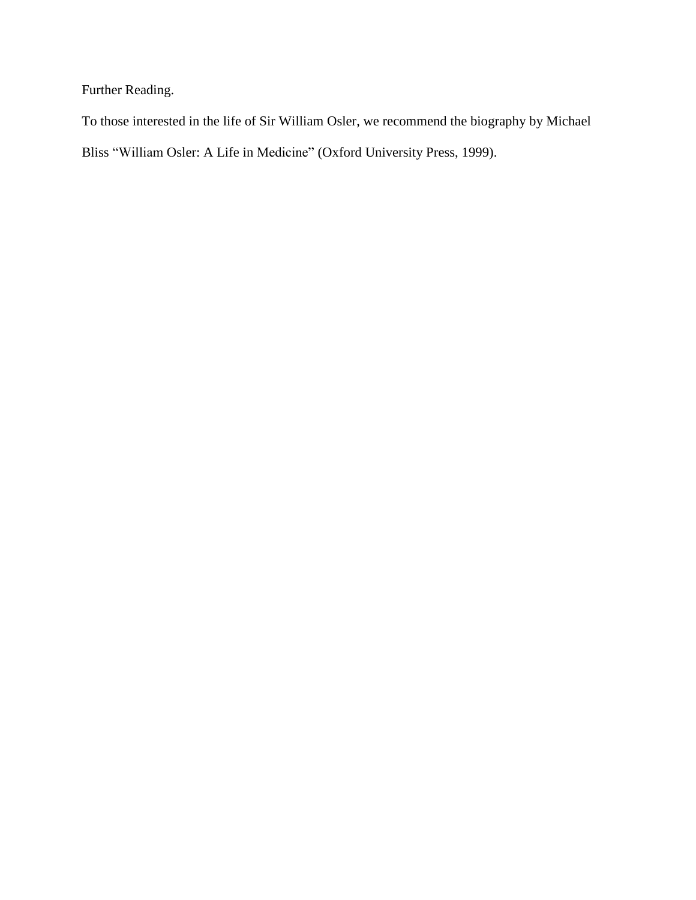## Further Reading.

To those interested in the life of Sir William Osler, we recommend the biography by Michael Bliss "William Osler: A Life in Medicine" (Oxford University Press, 1999).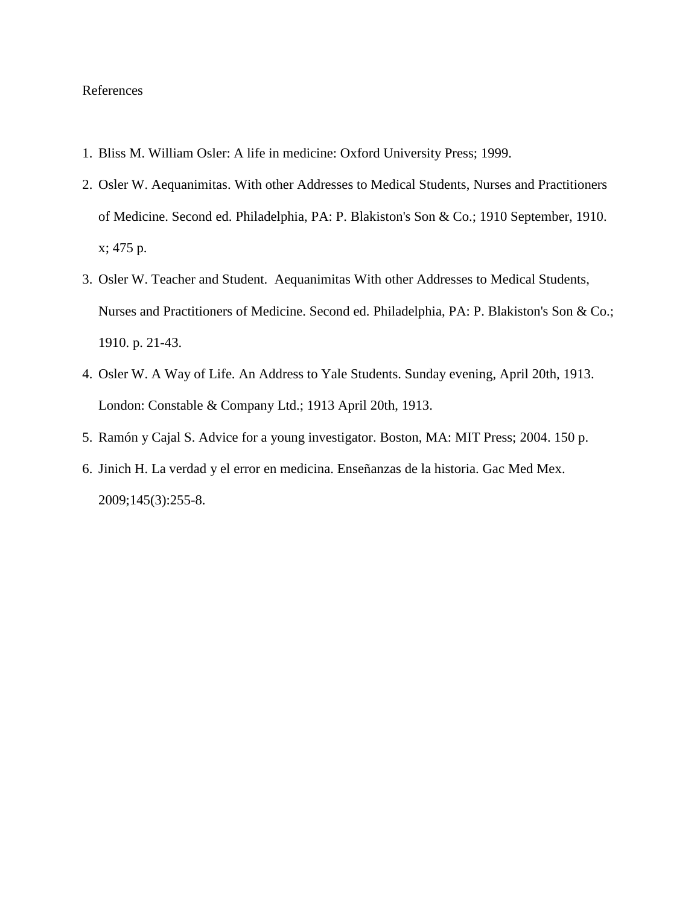References

1. Bliss M. William Osler: A life in medicine: Oxford University Press; 1999.
2. Osler W. Aequanimitas. With other Addresses to Medical Students, Nurses and Practitioners of Medicine. Second ed. Philadelphia, PA: P. Blakiston's Son & Co.; 1910 September, 1910. x; 475 p.
3. Osler W. Teacher and Student. Aequanimitas With other Addresses to Medical Students, Nurses and Practitioners of Medicine. Second ed. Philadelphia, PA: P. Blakiston's Son & Co.; 1910. p. 21-43.
4. Osler W. A Way of Life. An Address to Yale Students. Sunday evening, April 20th, 1913. London: Constable & Company Ltd.; 1913 April 20th, 1913.
5. Ramón y Cajal S. Advice for a young investigator. Boston, MA: MIT Press; 2004. 150 p.
6. Jinich H. La verdad y el error en medicina. Enseñanzas de la historia. Gac Med Mex. 2009;145(3):255-8.